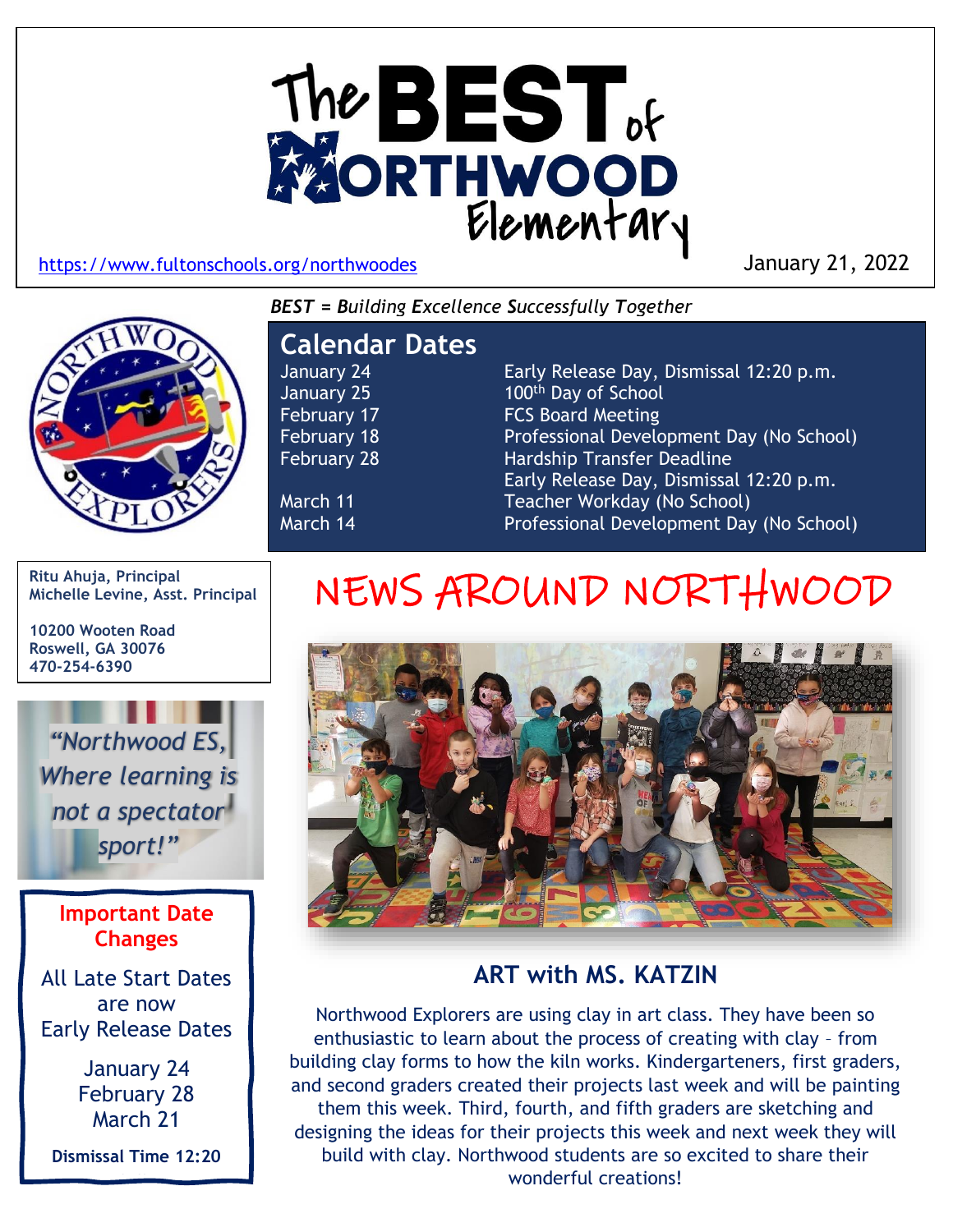# The BEST of NORTHWOOD Elementary

https://www.fultonschools.org/northwoodes

January 21, 2022

*BEST = Building Excellence Successfully Together*

## Calendar Dates

| Date | Event |
|---|---|
| January 24 | Early Release Day, Dismissal 12:20 p.m. |
| January 25 | 100th Day of School |
| February 17 | FCS Board Meeting |
| February 18 | Professional Development Day (No School) |
| February 28 | Hardship Transfer Deadline |
| | Early Release Day, Dismissal 12:20 p.m. |
| March 11 | Teacher Workday (No School) |
| March 14 | Professional Development Day (No School) |

**Ritu Ahuja, Principal**
**Michelle Levine, Asst. Principal**

**10200 Wooten Road**
**Roswell, GA 30076**
**470-254-6390**

*"Northwood ES, Where learning is not a spectator sport!"*

**Important Date Changes**

All Late Start Dates are now Early Release Dates

January 24
February 28
March 21

**Dismissal Time 12:20**

# NEWS AROUND NORTHWOOD

## ART with MS. KATZIN

Northwood Explorers are using clay in art class. They have been so enthusiastic to learn about the process of creating with clay – from building clay forms to how the kiln works. Kindergarteners, first graders, and second graders created their projects last week and will be painting them this week. Third, fourth, and fifth graders are sketching and designing the ideas for their projects this week and next week they will build with clay. Northwood students are so excited to share their wonderful creations!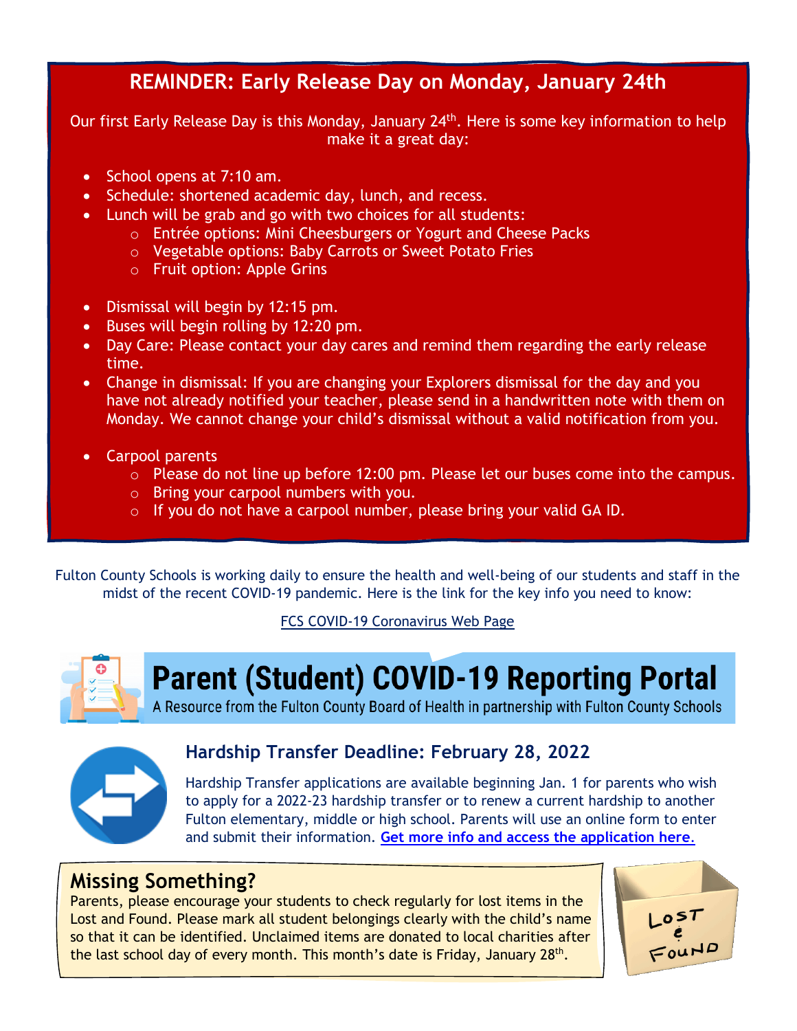## REMINDER: Early Release Day on Monday, January 24th

Our first Early Release Day is this Monday, January 24th. Here is some key information to help make it a great day:

- School opens at 7:10 am.
- Schedule: shortened academic day, lunch, and recess.
- Lunch will be grab and go with two choices for all students:
  - Entrée options: Mini Cheesburgers or Yogurt and Cheese Packs
  - Vegetable options: Baby Carrots or Sweet Potato Fries
  - Fruit option: Apple Grins
- Dismissal will begin by 12:15 pm.
- Buses will begin rolling by 12:20 pm.
- Day Care: Please contact your day cares and remind them regarding the early release time.
- Change in dismissal: If you are changing your Explorers dismissal for the day and you have not already notified your teacher, please send in a handwritten note with them on Monday. We cannot change your child's dismissal without a valid notification from you.
- Carpool parents
  - Please do not line up before 12:00 pm. Please let our buses come into the campus.
  - Bring your carpool numbers with you.
  - If you do not have a carpool number, please bring your valid GA ID.

Fulton County Schools is working daily to ensure the health and well-being of our students and staff in the midst of the recent COVID-19 pandemic. Here is the link for the key info you need to know:

FCS COVID-19 Coronavirus Web Page

# Parent (Student) COVID-19 Reporting Portal

A Resource from the Fulton County Board of Health in partnership with Fulton County Schools

## Hardship Transfer Deadline: February 28, 2022

Hardship Transfer applications are available beginning Jan. 1 for parents who wish to apply for a 2022-23 hardship transfer or to renew a current hardship to another Fulton elementary, middle or high school. Parents will use an online form to enter and submit their information. **Get more info and access the application here.**

## Missing Something?

Parents, please encourage your students to check regularly for lost items in the Lost and Found. Please mark all student belongings clearly with the child's name so that it can be identified. Unclaimed items are donated to local charities after the last school day of every month. This month's date is Friday, January 28th.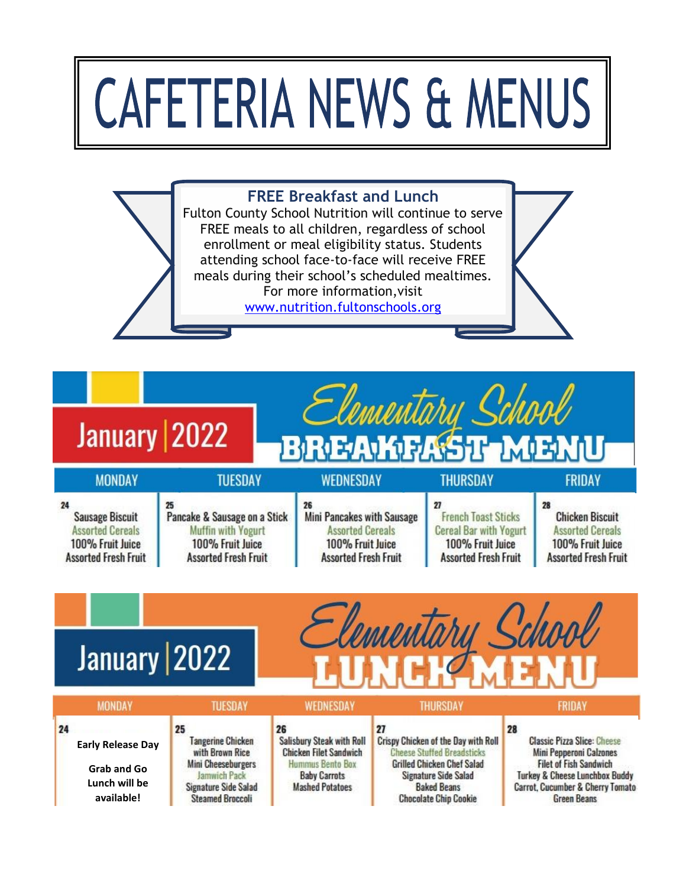# CAFETERIA NEWS & MENUS

**FREE Breakfast and Lunch**

Fulton County School Nutrition will continue to serve FREE meals to all children, regardless of school enrollment or meal eligibility status. Students attending school face-to-face will receive FREE meals during their school's scheduled mealtimes. For more information,visit www.nutrition.fultonschools.org

## January | 2022 Elementary School BREAKFAST MENU

| MONDAY | TUESDAY | WEDNESDAY | THURSDAY | FRIDAY |
|---|---|---|---|---|
| 24<br>Sausage Biscuit<br>Assorted Cereals<br>100% Fruit Juice<br>Assorted Fresh Fruit | 25<br>Pancake & Sausage on a Stick<br>Muffin with Yogurt<br>100% Fruit Juice<br>Assorted Fresh Fruit | 26<br>Mini Pancakes with Sausage<br>Assorted Cereals<br>100% Fruit Juice<br>Assorted Fresh Fruit | 27<br>French Toast Sticks<br>Cereal Bar with Yogurt<br>100% Fruit Juice<br>Assorted Fresh Fruit | 28<br>Chicken Biscuit<br>Assorted Cereals<br>100% Fruit Juice<br>Assorted Fresh Fruit |

## January | 2022 Elementary School LUNCH MENU

| MONDAY | TUESDAY | WEDNESDAY | THURSDAY | FRIDAY |
|---|---|---|---|---|
| 24<br>**Early Release Day**<br>**Grab and Go Lunch will be available!** | 25<br>Tangerine Chicken with Brown Rice<br>Mini Cheeseburgers<br>Jamwich Pack<br>Signature Side Salad<br>Steamed Broccoli | 26<br>Salisbury Steak with Roll<br>Chicken Filet Sandwich<br>Hummus Bento Box<br>Baby Carrots<br>Mashed Potatoes | 27<br>Crispy Chicken of the Day with Roll<br>Cheese Stuffed Breadsticks<br>Grilled Chicken Chef Salad<br>Signature Side Salad<br>Baked Beans<br>Chocolate Chip Cookie | 28<br>Classic Pizza Slice: Cheese<br>Mini Pepperoni Calzones<br>Filet of Fish Sandwich<br>Turkey & Cheese Lunchbox Buddy<br>Carrot, Cucumber & Cherry Tomato<br>Green Beans |